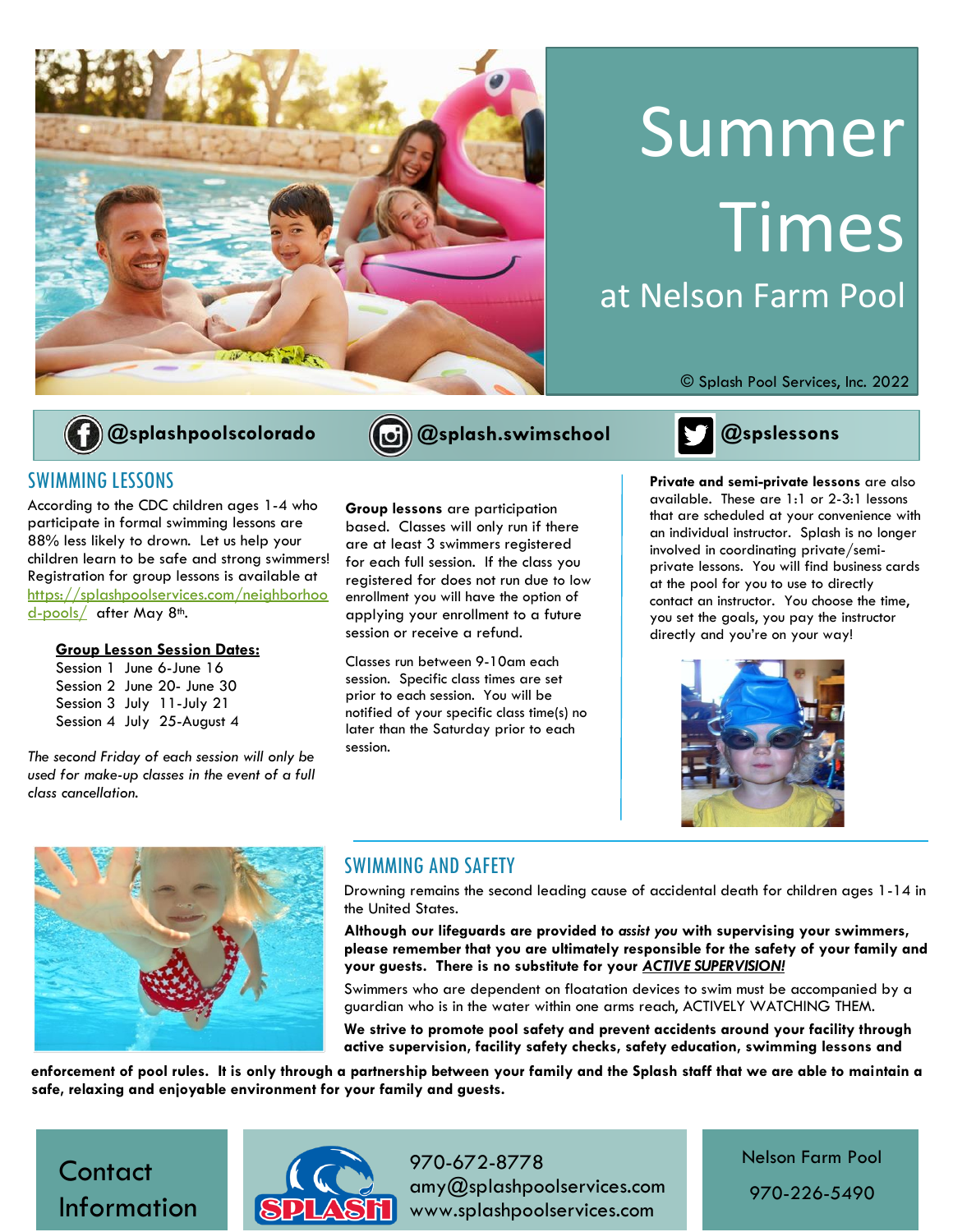# Summer Times

## at Nelson Farm Pool

© Splash Pool Services, Inc. 2022

@splashpoolscolorado @splash.swimschool @spslessons

## SWIMMING LESSONS

According to the CDC children ages 1-4 who participate in formal swimming lessons are 88% less likely to drown. Let us help your children learn to be safe and strong swimmers! Registration for group lessons is available at https://splashpoolservices.com/neighborhood-pools/ after May 8th.

**Group Lesson Session Dates:**

Session 1 June 6-June 16
Session 2 June 20- June 30
Session 3 July 11-July 21
Session 4 July 25-August 4

*The second Friday of each session will only be used for make-up classes in the event of a full class cancellation.*

**Group lessons** are participation based. Classes will only run if there are at least 3 swimmers registered for each full session. If the class you registered for does not run due to low enrollment you will have the option of applying your enrollment to a future session or receive a refund.

Classes run between 9-10am each session. Specific class times are set prior to each session. You will be notified of your specific class time(s) no later than the Saturday prior to each session.

**Private and semi-private lessons** are also available. These are 1:1 or 2-3:1 lessons that are scheduled at your convenience with an individual instructor. Splash is no longer involved in coordinating private/semi-private lessons. You will find business cards at the pool for you to use to directly contact an instructor. You choose the time, you set the goals, you pay the instructor directly and you're on your way!

## SWIMMING AND SAFETY

Drowning remains the second leading cause of accidental death for children ages 1-14 in the United States.

**Although our lifeguards are provided to *assist you* with supervising your swimmers, please remember that you are ultimately responsible for the safety of your family and your guests. There is no substitute for your *ACTIVE SUPERVISION!***

Swimmers who are dependent on floatation devices to swim must be accompanied by a guardian who is in the water within one arms reach, ACTIVELY WATCHING THEM.

**We strive to promote pool safety and prevent accidents around your facility through active supervision, facility safety checks, safety education, swimming lessons and enforcement of pool rules. It is only through a partnership between your family and the Splash staff that we are able to maintain a safe, relaxing and enjoyable environment for your family and guests.**

## Contact Information

970-672-8778
amy@splashpoolservices.com
www.splashpoolservices.com

Nelson Farm Pool
970-226-5490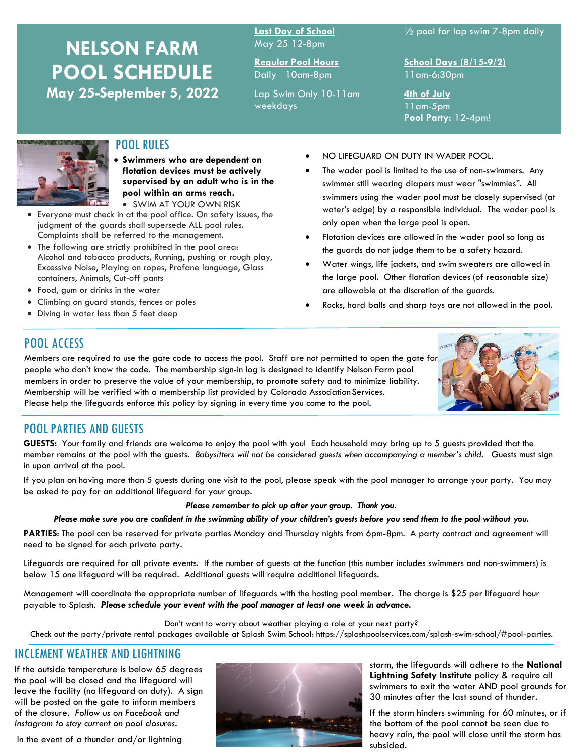# NELSON FARM POOL SCHEDULE

**May 25-September 5, 2022**

**Last Day of School**
May 25 12-8pm

**Regular Pool Hours**
Daily 10am-8pm

Lap Swim Only 10-11am weekdays

½ pool for lap swim 7-8pm daily

**School Days (8/15-9/2)**
11am-6:30pm

**4th of July**
11am-5pm
**Pool Party:** 12-4pm!

## POOL RULES

- **Swimmers who are dependent on flotation devices must be actively supervised by an adult who is in the pool within an arms reach.**
- SWIM AT YOUR OWN RISK
- Everyone must check in at the pool office. On safety issues, the judgment of the guards shall supersede ALL pool rules. Complaints shall be referred to the management.
- The following are strictly prohibited in the pool area: Alcohol and tobacco products, Running, pushing or rough play, Excessive Noise, Playing on ropes, Profane language, Glass containers, Animals, Cut-off pants
- Food, gum or drinks in the water
- Climbing on guard stands, fences or poles
- Diving in water less than 5 feet deep
- NO LIFEGUARD ON DUTY IN WADER POOL.
- The wader pool is limited to the use of non-swimmers. Any swimmer still wearing diapers must wear "swimmies". All swimmers using the wader pool must be closely supervised (at water's edge) by a responsible individual. The wader pool is only open when the large pool is open.
- Flotation devices are allowed in the wader pool so long as the guards do not judge them to be a safety hazard.
- Water wings, life jackets, and swim sweaters are allowed in the large pool. Other flotation devices (of reasonable size) are allowable at the discretion of the guards.
- Rocks, hard balls and sharp toys are not allowed in the pool.

## POOL ACCESS

Members are required to use the gate code to access the pool. Staff are not permitted to open the gate for people who don't know the code. The membership sign-in log is designed to identify Nelson Farm pool members in order to preserve the value of your membership, to promote safety and to minimize liability. Membership will be verified with a membership list provided by Colorado Association Services. Please help the lifeguards enforce this policy by signing in every time you come to the pool.

## POOL PARTIES AND GUESTS

**GUESTS:** Your family and friends are welcome to enjoy the pool with you! Each household may bring up to 5 guests provided that the member remains at the pool with the guests. *Babysitters will not be considered guests when accompanying a member's child.* Guests must sign in upon arrival at the pool.

If you plan on having more than 5 guests during one visit to the pool, please speak with the pool manager to arrange your party. You may be asked to pay for an additional lifeguard for your group.

***Please remember to pick up after your group. Thank you.***

***Please make sure you are confident in the swimming ability of your children's guests before you send them to the pool without you.***

**PARTIES**: The pool can be reserved for private parties Monday and Thursday nights from 6pm-8pm. A party contract and agreement will need to be signed for each private party.

Lifeguards are required for all private events. If the number of guests at the function (this number includes swimmers and non-swimmers) is below 15 one lifeguard will be required. Additional guests will require additional lifeguards.

Management will coordinate the appropriate number of lifeguards with the hosting pool member. The charge is $25 per lifeguard hour payable to Splash. ***Please schedule your event with the pool manager at least one week in advance.***

Don't want to worry about weather playing a role at your next party?
Check out the party/private rental packages available at Splash Swim School: https://splashpoolservices.com/splash-swim-school/#pool-parties.

## INCLEMENT WEATHER AND LIGHTNING

If the outside temperature is below 65 degrees the pool will be closed and the lifeguard will leave the facility (no lifeguard on duty). A sign will be posted on the gate to inform members of the closure. *Follow us on Facebook and Instagram to stay current on pool closures.*

In the event of a thunder and/or lightning storm, the lifeguards will adhere to the **National Lightning Safety Institute** policy & require all swimmers to exit the water AND pool grounds for 30 minutes after the last sound of thunder.

If the storm hinders swimming for 60 minutes, or if the bottom of the pool cannot be seen due to heavy rain, the pool will close until the storm has subsided.